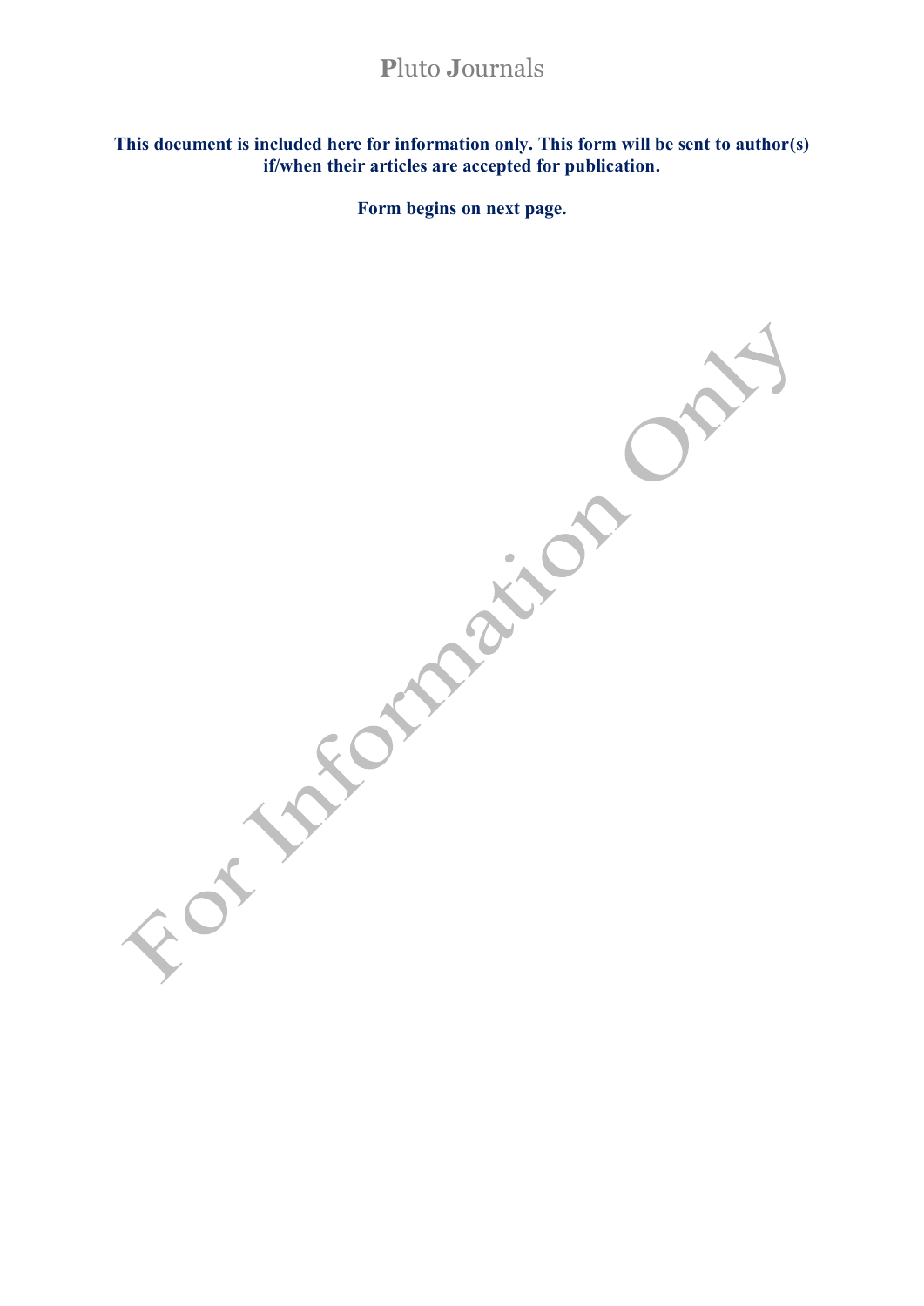# Pluto Journals

**This document is included here for information only. This form will be sent to author(s) if/when their articles are accepted for publication.**

**Form begins on next page.**

For Information Only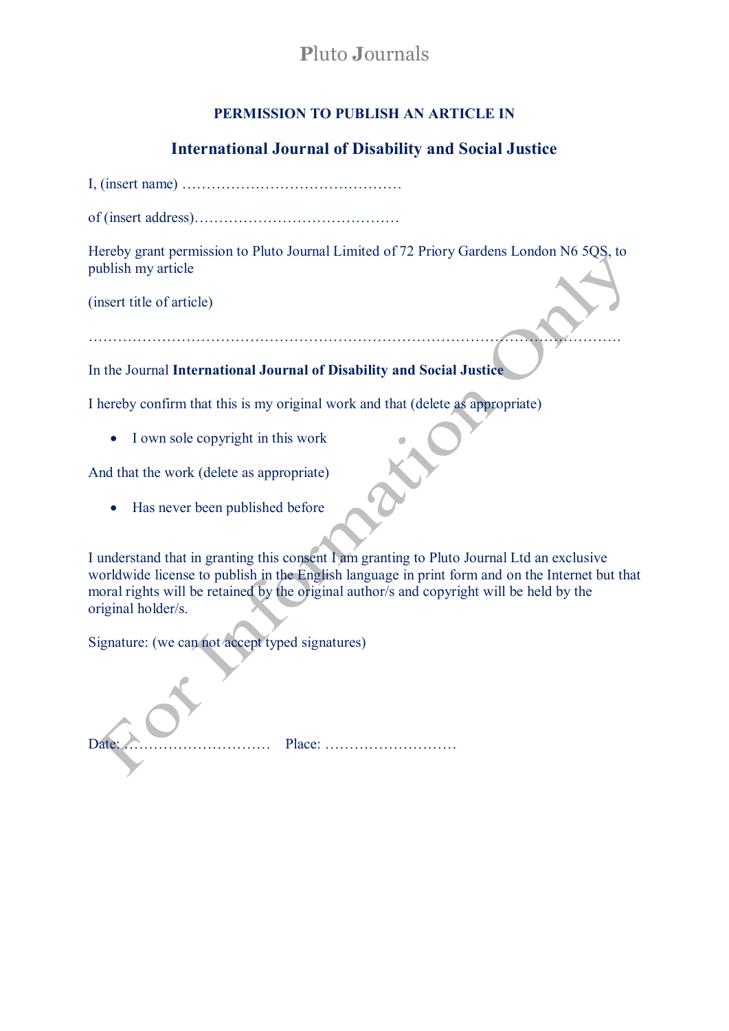Pluto Journals

**PERMISSION TO PUBLISH AN ARTICLE IN**

## International Journal of Disability and Social Justice

I, (insert name) ………………………………………

of (insert address)……………………………………

Hereby grant permission to Pluto Journal Limited of 72 Priory Gardens London N6 5QS, to publish my article

(insert title of article)

……………………………………………………………………………………………………

In the Journal **International Journal of Disability and Social Justice**

I hereby confirm that this is my original work and that (delete as appropriate)

- I own sole copyright in this work

And that the work (delete as appropriate)

- Has never been published before

I understand that in granting this consent I am granting to Pluto Journal Ltd an exclusive worldwide license to publish in the English language in print form and on the Internet but that moral rights will be retained by the original author/s and copyright will be held by the original holder/s.

Signature: (we can not accept typed signatures)

Date: …………………………  Place: ………………………

For Information Only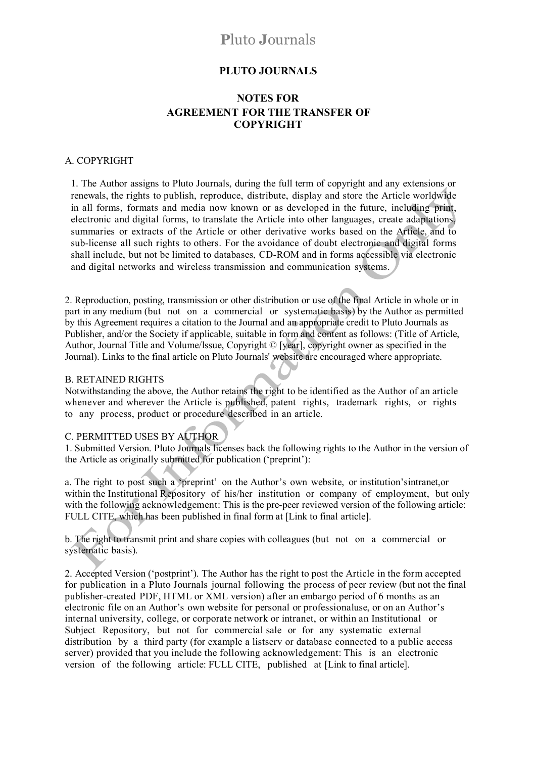# Pluto Journals

## PLUTO JOURNALS

## NOTES FOR AGREEMENT FOR THE TRANSFER OF COPYRIGHT

A. COPYRIGHT

1. The Author assigns to Pluto Journals, during the full term of copyright and any extensions or renewals, the rights to publish, reproduce, distribute, display and store the Article worldwide in all forms, formats and media now known or as developed in the future, including print, electronic and digital forms, to translate the Article into other languages, create adaptations, summaries or extracts of the Article or other derivative works based on the Article, and to sub-license all such rights to others. For the avoidance of doubt electronic and digital forms shall include, but not be limited to databases, CD-ROM and in forms accessible via electronic and digital networks and wireless transmission and communication systems.

2. Reproduction, posting, transmission or other distribution or use of the final Article in whole or in part in any medium (but not on a commercial or systematic basis) by the Author as permitted by this Agreement requires a citation to the Journal and an appropriate credit to Pluto Journals as Publisher, and/or the Society if applicable, suitable in form and content as follows: (Title of Article, Author, Journal Title and Volume/lssue, Copyright © [year], copyright owner as specified in the Journal). Links to the final article on Pluto Journals' website are encouraged where appropriate.

B. RETAINED RIGHTS

Notwithstanding the above, the Author retains the right to be identified as the Author of an article whenever and wherever the Article is published, patent rights, trademark rights, or rights to any process, product or procedure described in an article.

C. PERMITTED USES BY AUTHOR

1. Submitted Version. Pluto Journals licenses back the following rights to the Author in the version of the Article as originally submitted for publication ('preprint'):

a. The right to post such a 'preprint' on the Author's own website, or institution'sintranet,or within the Institutional Repository of his/her institution or company of employment, but only with the following acknowledgement: This is the pre-peer reviewed version of the following article: FULL CITE, which has been published in final form at [Link to final article].

b. The right to transmit print and share copies with colleagues (but not on a commercial or systematic basis).

2. Accepted Version ('postprint'). The Author has the right to post the Article in the form accepted for publication in a Pluto Journals journal following the process of peer review (but not the final publisher-created PDF, HTML or XML version) after an embargo period of 6 months as an electronic file on an Author's own website for personal or professionaluse, or on an Author's internal university, college, or corporate network or intranet, or within an Institutional or Subject Repository, but not for commercial sale or for any systematic external distribution by a third party (for example a listserv or database connected to a public access server) provided that you include the following acknowledgement: This is an electronic version of the following article: FULL CITE, published at [Link to final article].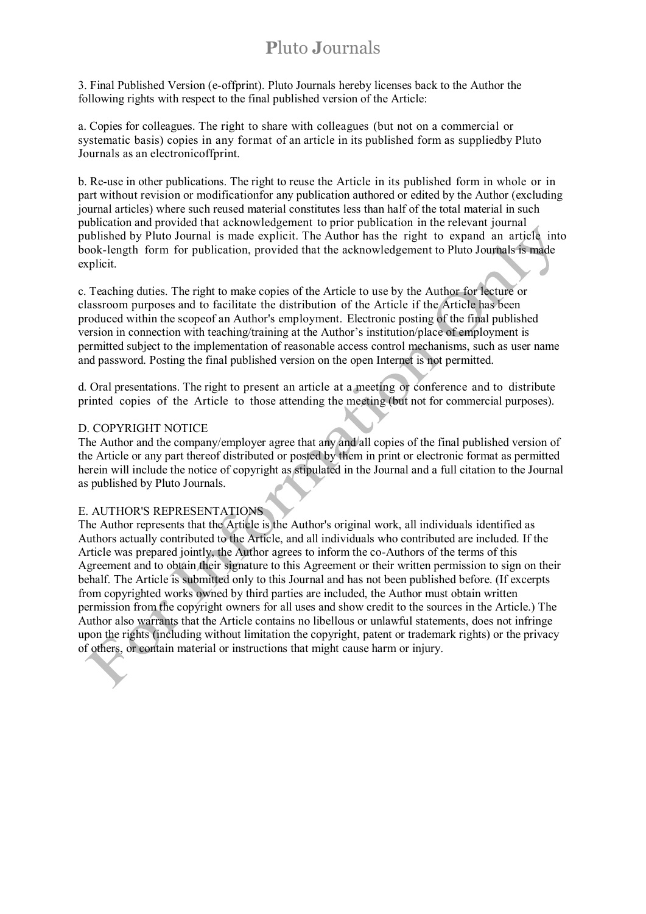3. Final Published Version (e-offprint). Pluto Journals hereby licenses back to the Author the following rights with respect to the final published version of the Article:

a. Copies for colleagues. The right to share with colleagues (but not on a commercial or systematic basis) copies in any format of an article in its published form as suppliedby Pluto Journals as an electronicoffprint.

b. Re-use in other publications. The right to reuse the Article in its published form in whole or in part without revision or modificationfor any publication authored or edited by the Author (excluding journal articles) where such reused material constitutes less than half of the total material in such publication and provided that acknowledgement to prior publication in the relevant journal published by Pluto Journal is made explicit. The Author has the right to expand an article into book-length form for publication, provided that the acknowledgement to Pluto Journals is made explicit.

c. Teaching duties. The right to make copies of the Article to use by the Author for lecture or classroom purposes and to facilitate the distribution of the Article if the Article has been produced within the scopeof an Author's employment. Electronic posting of the final published version in connection with teaching/training at the Author's institution/place of employment is permitted subject to the implementation of reasonable access control mechanisms, such as user name and password. Posting the final published version on the open Internet is not permitted.

d. Oral presentations. The right to present an article at a meeting or conference and to distribute printed copies of the Article to those attending the meeting (but not for commercial purposes).

D. COPYRIGHT NOTICE

The Author and the company/employer agree that any and all copies of the final published version of the Article or any part thereof distributed or posted by them in print or electronic format as permitted herein will include the notice of copyright as stipulated in the Journal and a full citation to the Journal as published by Pluto Journals.

E. AUTHOR'S REPRESENTATIONS

The Author represents that the Article is the Author's original work, all individuals identified as Authors actually contributed to the Article, and all individuals who contributed are included. If the Article was prepared jointly, the Author agrees to inform the co-Authors of the terms of this Agreement and to obtain their signature to this Agreement or their written permission to sign on their behalf. The Article is submitted only to this Journal and has not been published before. (If excerpts from copyrighted works owned by third parties are included, the Author must obtain written permission from the copyright owners for all uses and show credit to the sources in the Article.) The Author also warrants that the Article contains no libellous or unlawful statements, does not infringe upon the rights (including without limitation the copyright, patent or trademark rights) or the privacy of others, or contain material or instructions that might cause harm or injury.